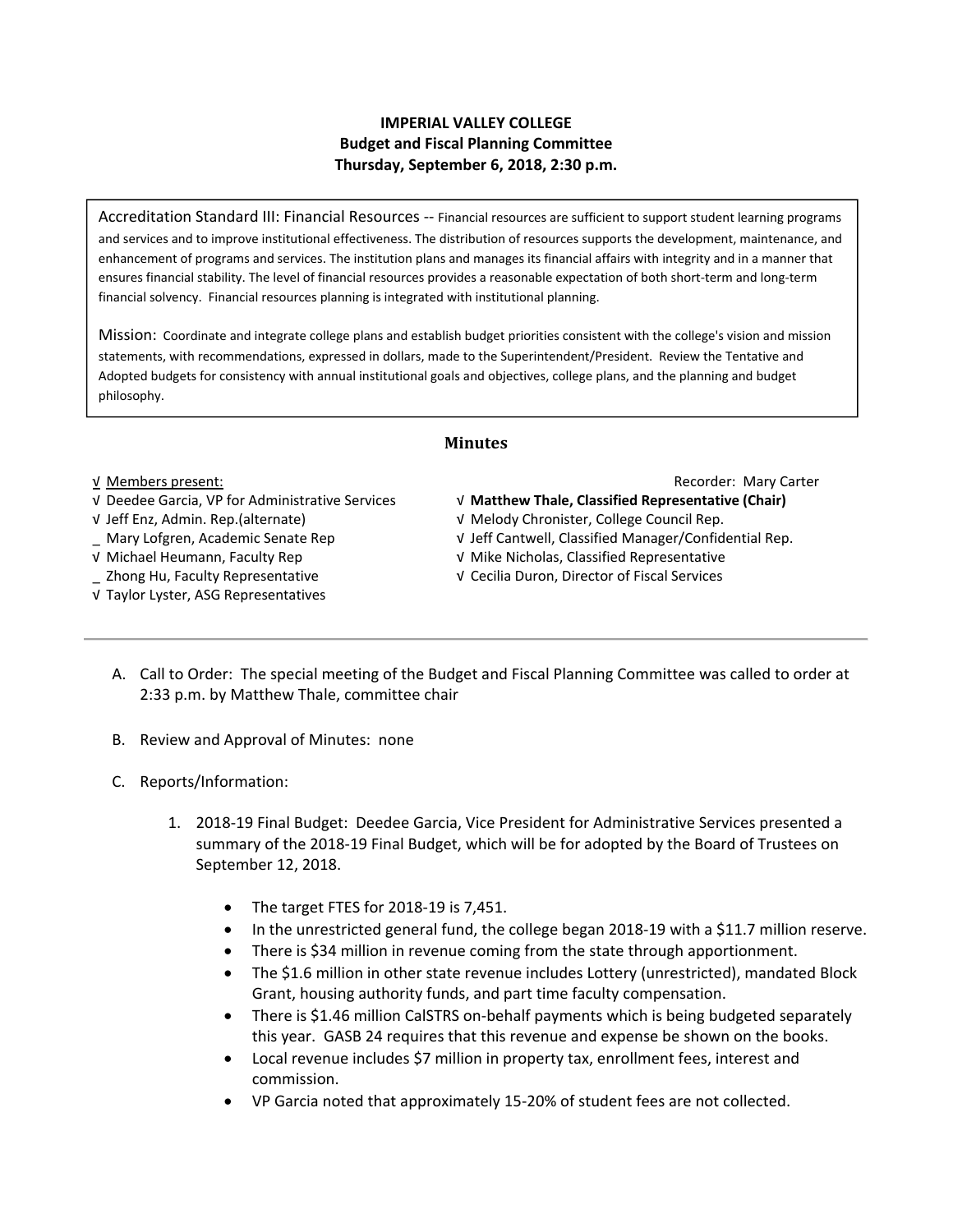**IMPERIAL VALLEY COLLEGE**
**Budget and Fiscal Planning Committee**
**Thursday, September 6, 2018, 2:30 p.m.**

Accreditation Standard III: Financial Resources -- Financial resources are sufficient to support student learning programs and services and to improve institutional effectiveness. The distribution of resources supports the development, maintenance, and enhancement of programs and services. The institution plans and manages its financial affairs with integrity and in a manner that ensures financial stability. The level of financial resources provides a reasonable expectation of both short-term and long-term financial solvency. Financial resources planning is integrated with institutional planning.

Mission: Coordinate and integrate college plans and establish budget priorities consistent with the college's vision and mission statements, with recommendations, expressed in dollars, made to the Superintendent/President. Review the Tentative and Adopted budgets for consistency with annual institutional goals and objectives, college plans, and the planning and budget philosophy.

## Minutes

√ Members present:

Recorder: Mary Carter

√ Deedee Garcia, VP for Administrative Services
√ Jeff Enz, Admin. Rep.(alternate)
_ Mary Lofgren, Academic Senate Rep
√ Michael Heumann, Faculty Rep
_ Zhong Hu, Faculty Representative
√ Taylor Lyster, ASG Representatives
√ **Matthew Thale, Classified Representative (Chair)**
√ Melody Chronister, College Council Rep.
√ Jeff Cantwell, Classified Manager/Confidential Rep.
√ Mike Nicholas, Classified Representative
√ Cecilia Duron, Director of Fiscal Services

---

A. Call to Order: The special meeting of the Budget and Fiscal Planning Committee was called to order at 2:33 p.m. by Matthew Thale, committee chair

B. Review and Approval of Minutes: none

C. Reports/Information:

1. 2018-19 Final Budget: Deedee Garcia, Vice President for Administrative Services presented a summary of the 2018-19 Final Budget, which will be for adopted by the Board of Trustees on September 12, 2018.

   - The target FTES for 2018-19 is 7,451.
   - In the unrestricted general fund, the college began 2018-19 with a $11.7 million reserve.
   - There is $34 million in revenue coming from the state through apportionment.
   - The $1.6 million in other state revenue includes Lottery (unrestricted), mandated Block Grant, housing authority funds, and part time faculty compensation.
   - There is $1.46 million CalSTRS on-behalf payments which is being budgeted separately this year. GASB 24 requires that this revenue and expense be shown on the books.
   - Local revenue includes $7 million in property tax, enrollment fees, interest and commission.
   - VP Garcia noted that approximately 15-20% of student fees are not collected.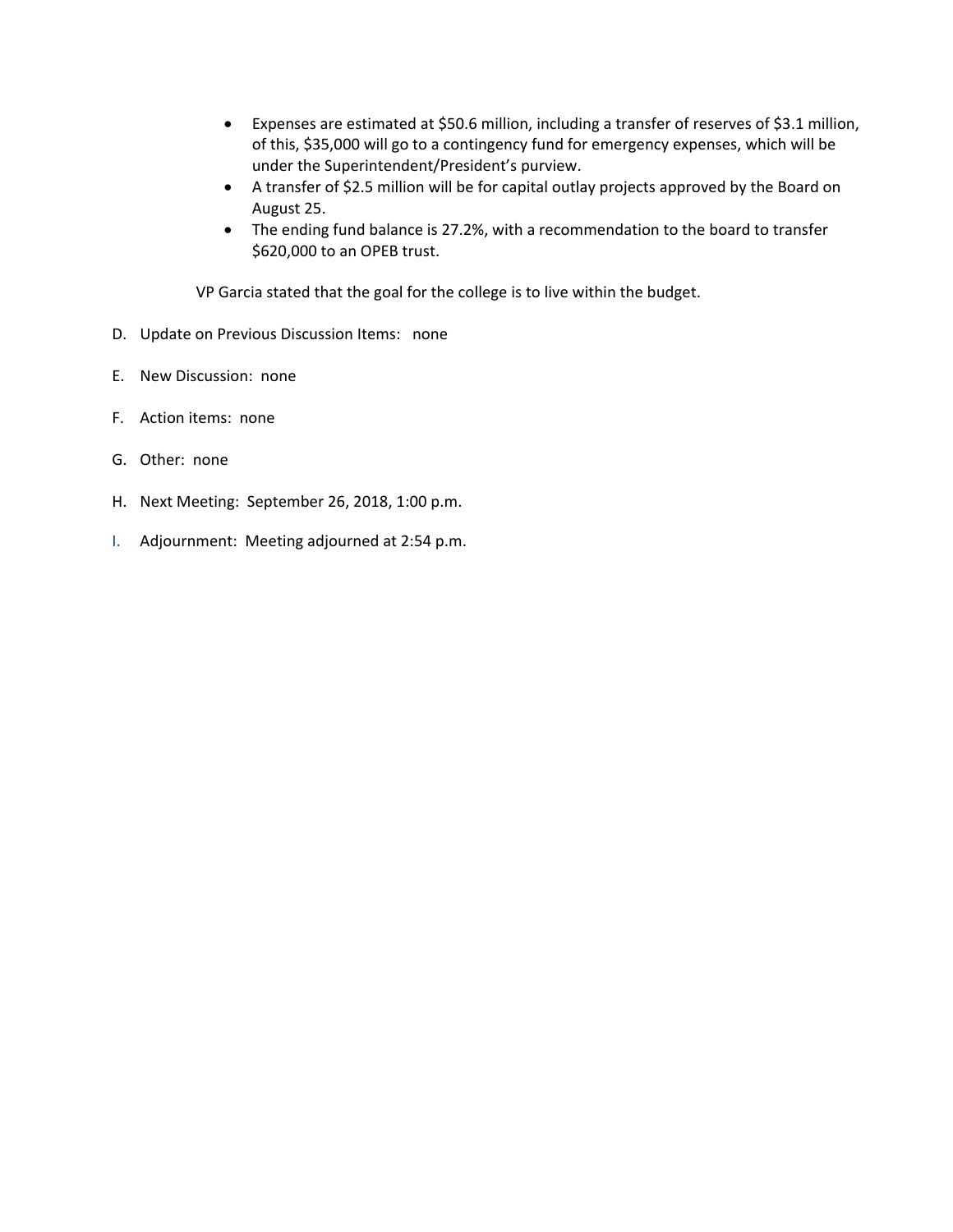- Expenses are estimated at $50.6 million, including a transfer of reserves of $3.1 million, of this, $35,000 will go to a contingency fund for emergency expenses, which will be under the Superintendent/President's purview.
- A transfer of $2.5 million will be for capital outlay projects approved by the Board on August 25.
- The ending fund balance is 27.2%, with a recommendation to the board to transfer $620,000 to an OPEB trust.

VP Garcia stated that the goal for the college is to live within the budget.

D. Update on Previous Discussion Items: none

E. New Discussion: none

F. Action items: none

G. Other: none

H. Next Meeting: September 26, 2018, 1:00 p.m.

I. Adjournment: Meeting adjourned at 2:54 p.m.